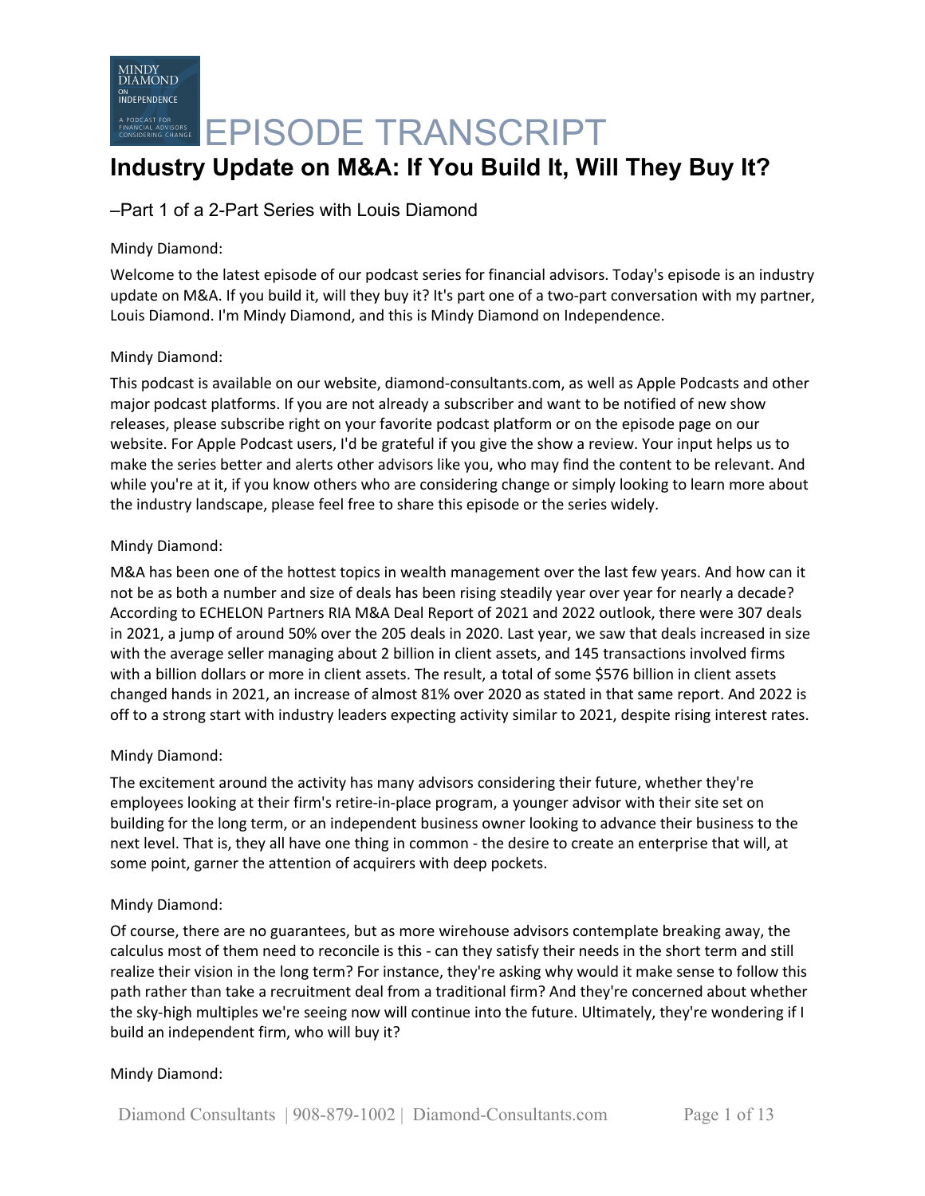# EPISODE TRANSCRIPT

## Industry Update on M&A: If You Build It, Will They Buy It?

–Part 1 of a 2-Part Series with Louis Diamond

Mindy Diamond:

Welcome to the latest episode of our podcast series for financial advisors. Today's episode is an industry update on M&A. If you build it, will they buy it? It's part one of a two-part conversation with my partner, Louis Diamond. I'm Mindy Diamond, and this is Mindy Diamond on Independence.

Mindy Diamond:

This podcast is available on our website, diamond-consultants.com, as well as Apple Podcasts and other major podcast platforms. If you are not already a subscriber and want to be notified of new show releases, please subscribe right on your favorite podcast platform or on the episode page on our website. For Apple Podcast users, I'd be grateful if you give the show a review. Your input helps us to make the series better and alerts other advisors like you, who may find the content to be relevant. And while you're at it, if you know others who are considering change or simply looking to learn more about the industry landscape, please feel free to share this episode or the series widely.

Mindy Diamond:

M&A has been one of the hottest topics in wealth management over the last few years. And how can it not be as both a number and size of deals has been rising steadily year over year for nearly a decade? According to ECHELON Partners RIA M&A Deal Report of 2021 and 2022 outlook, there were 307 deals in 2021, a jump of around 50% over the 205 deals in 2020. Last year, we saw that deals increased in size with the average seller managing about 2 billion in client assets, and 145 transactions involved firms with a billion dollars or more in client assets. The result, a total of some $576 billion in client assets changed hands in 2021, an increase of almost 81% over 2020 as stated in that same report. And 2022 is off to a strong start with industry leaders expecting activity similar to 2021, despite rising interest rates.

Mindy Diamond:

The excitement around the activity has many advisors considering their future, whether they're employees looking at their firm's retire-in-place program, a younger advisor with their site set on building for the long term, or an independent business owner looking to advance their business to the next level. That is, they all have one thing in common - the desire to create an enterprise that will, at some point, garner the attention of acquirers with deep pockets.

Mindy Diamond:

Of course, there are no guarantees, but as more wirehouse advisors contemplate breaking away, the calculus most of them need to reconcile is this - can they satisfy their needs in the short term and still realize their vision in the long term? For instance, they're asking why would it make sense to follow this path rather than take a recruitment deal from a traditional firm? And they're concerned about whether the sky-high multiples we're seeing now will continue into the future. Ultimately, they're wondering if I build an independent firm, who will buy it?

Mindy Diamond: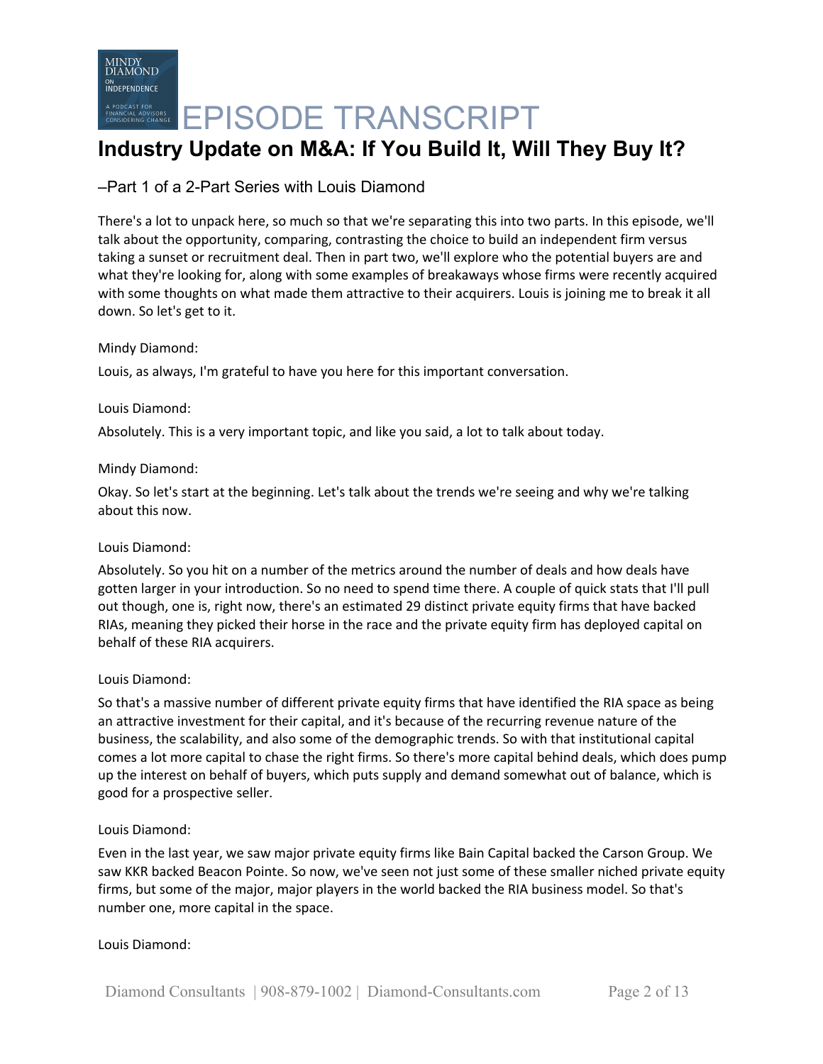# Industry Update on M&A: If You Build It, Will They Buy It?

–Part 1 of a 2-Part Series with Louis Diamond

There's a lot to unpack here, so much so that we're separating this into two parts. In this episode, we'll talk about the opportunity, comparing, contrasting the choice to build an independent firm versus taking a sunset or recruitment deal. Then in part two, we'll explore who the potential buyers are and what they're looking for, along with some examples of breakaways whose firms were recently acquired with some thoughts on what made them attractive to their acquirers. Louis is joining me to break it all down. So let's get to it.

Mindy Diamond:

Louis, as always, I'm grateful to have you here for this important conversation.

Louis Diamond:

Absolutely. This is a very important topic, and like you said, a lot to talk about today.

Mindy Diamond:

Okay. So let's start at the beginning. Let's talk about the trends we're seeing and why we're talking about this now.

Louis Diamond:

Absolutely. So you hit on a number of the metrics around the number of deals and how deals have gotten larger in your introduction. So no need to spend time there. A couple of quick stats that I'll pull out though, one is, right now, there's an estimated 29 distinct private equity firms that have backed RIAs, meaning they picked their horse in the race and the private equity firm has deployed capital on behalf of these RIA acquirers.

Louis Diamond:

So that's a massive number of different private equity firms that have identified the RIA space as being an attractive investment for their capital, and it's because of the recurring revenue nature of the business, the scalability, and also some of the demographic trends. So with that institutional capital comes a lot more capital to chase the right firms. So there's more capital behind deals, which does pump up the interest on behalf of buyers, which puts supply and demand somewhat out of balance, which is good for a prospective seller.

Louis Diamond:

Even in the last year, we saw major private equity firms like Bain Capital backed the Carson Group. We saw KKR backed Beacon Pointe. So now, we've seen not just some of these smaller niched private equity firms, but some of the major, major players in the world backed the RIA business model. So that's number one, more capital in the space.

Louis Diamond: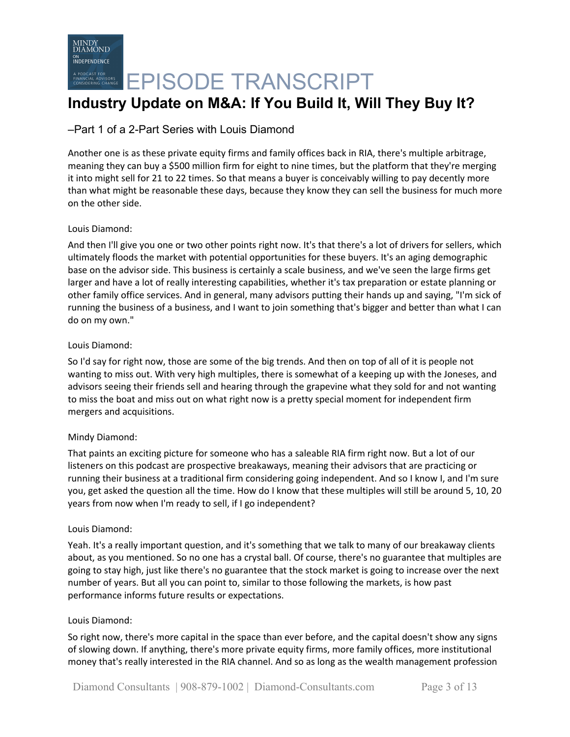Another one is as these private equity firms and family offices back in RIA, there's multiple arbitrage, meaning they can buy a $500 million firm for eight to nine times, but the platform that they're merging it into might sell for 21 to 22 times. So that means a buyer is conceivably willing to pay decently more than what might be reasonable these days, because they know they can sell the business for much more on the other side.

Louis Diamond:

And then I'll give you one or two other points right now. It's that there's a lot of drivers for sellers, which ultimately floods the market with potential opportunities for these buyers. It's an aging demographic base on the advisor side. This business is certainly a scale business, and we've seen the large firms get larger and have a lot of really interesting capabilities, whether it's tax preparation or estate planning or other family office services. And in general, many advisors putting their hands up and saying, "I'm sick of running the business of a business, and I want to join something that's bigger and better than what I can do on my own."

Louis Diamond:

So I'd say for right now, those are some of the big trends. And then on top of all of it is people not wanting to miss out. With very high multiples, there is somewhat of a keeping up with the Joneses, and advisors seeing their friends sell and hearing through the grapevine what they sold for and not wanting to miss the boat and miss out on what right now is a pretty special moment for independent firm mergers and acquisitions.

Mindy Diamond:

That paints an exciting picture for someone who has a saleable RIA firm right now. But a lot of our listeners on this podcast are prospective breakaways, meaning their advisors that are practicing or running their business at a traditional firm considering going independent. And so I know I, and I'm sure you, get asked the question all the time. How do I know that these multiples will still be around 5, 10, 20 years from now when I'm ready to sell, if I go independent?

Louis Diamond:

Yeah. It's a really important question, and it's something that we talk to many of our breakaway clients about, as you mentioned. So no one has a crystal ball. Of course, there's no guarantee that multiples are going to stay high, just like there's no guarantee that the stock market is going to increase over the next number of years. But all you can point to, similar to those following the markets, is how past performance informs future results or expectations.

Louis Diamond:

So right now, there's more capital in the space than ever before, and the capital doesn't show any signs of slowing down. If anything, there's more private equity firms, more family offices, more institutional money that's really interested in the RIA channel. And so as long as the wealth management profession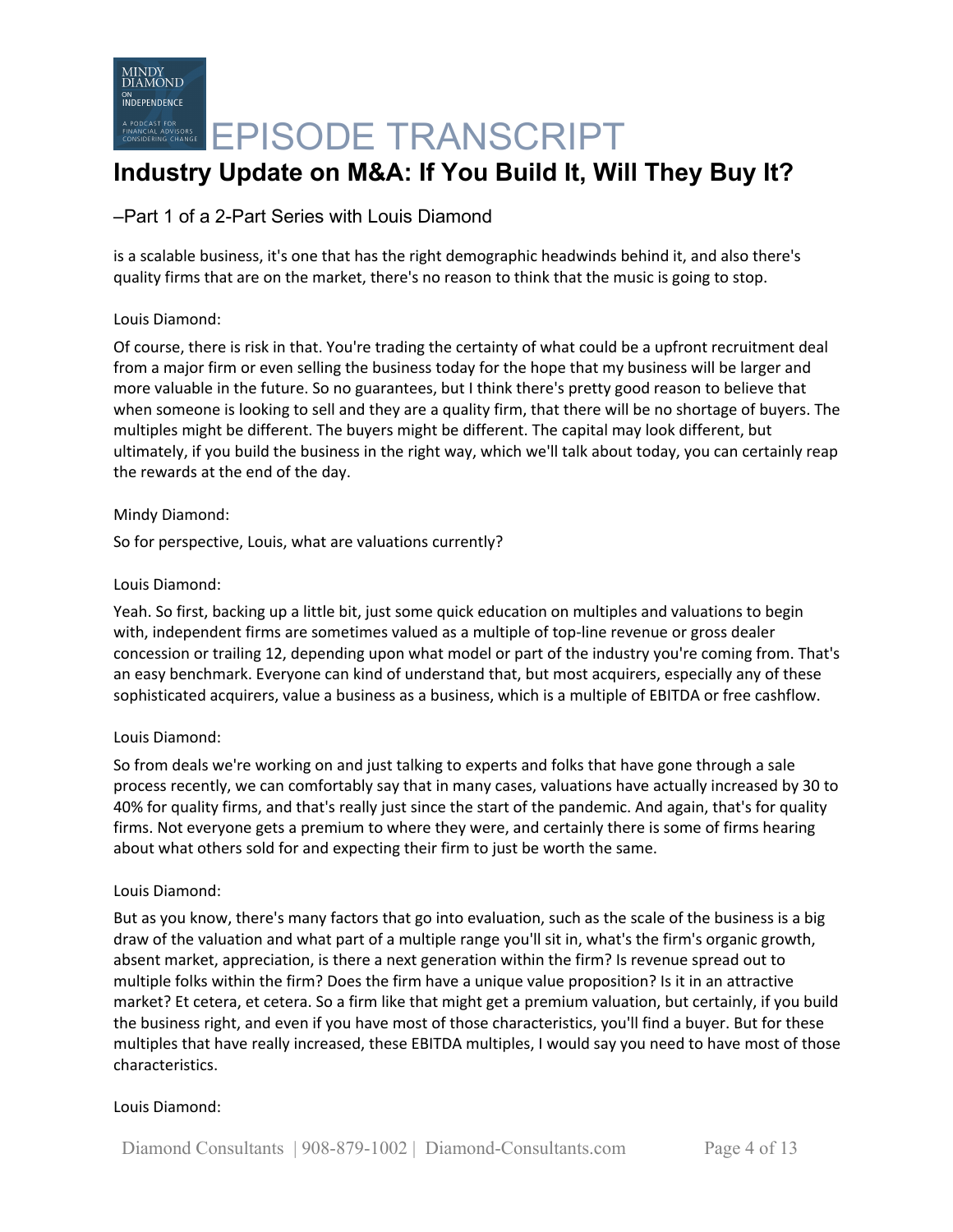is a scalable business, it's one that has the right demographic headwinds behind it, and also there's quality firms that are on the market, there's no reason to think that the music is going to stop.

Louis Diamond:

Of course, there is risk in that. You're trading the certainty of what could be a upfront recruitment deal from a major firm or even selling the business today for the hope that my business will be larger and more valuable in the future. So no guarantees, but I think there's pretty good reason to believe that when someone is looking to sell and they are a quality firm, that there will be no shortage of buyers. The multiples might be different. The buyers might be different. The capital may look different, but ultimately, if you build the business in the right way, which we'll talk about today, you can certainly reap the rewards at the end of the day.

Mindy Diamond:

So for perspective, Louis, what are valuations currently?

Louis Diamond:

Yeah. So first, backing up a little bit, just some quick education on multiples and valuations to begin with, independent firms are sometimes valued as a multiple of top-line revenue or gross dealer concession or trailing 12, depending upon what model or part of the industry you're coming from. That's an easy benchmark. Everyone can kind of understand that, but most acquirers, especially any of these sophisticated acquirers, value a business as a business, which is a multiple of EBITDA or free cashflow.

Louis Diamond:

So from deals we're working on and just talking to experts and folks that have gone through a sale process recently, we can comfortably say that in many cases, valuations have actually increased by 30 to 40% for quality firms, and that's really just since the start of the pandemic. And again, that's for quality firms. Not everyone gets a premium to where they were, and certainly there is some of firms hearing about what others sold for and expecting their firm to just be worth the same.

Louis Diamond:

But as you know, there's many factors that go into evaluation, such as the scale of the business is a big draw of the valuation and what part of a multiple range you'll sit in, what's the firm's organic growth, absent market, appreciation, is there a next generation within the firm? Is revenue spread out to multiple folks within the firm? Does the firm have a unique value proposition? Is it in an attractive market? Et cetera, et cetera. So a firm like that might get a premium valuation, but certainly, if you build the business right, and even if you have most of those characteristics, you'll find a buyer. But for these multiples that have really increased, these EBITDA multiples, I would say you need to have most of those characteristics.

Louis Diamond: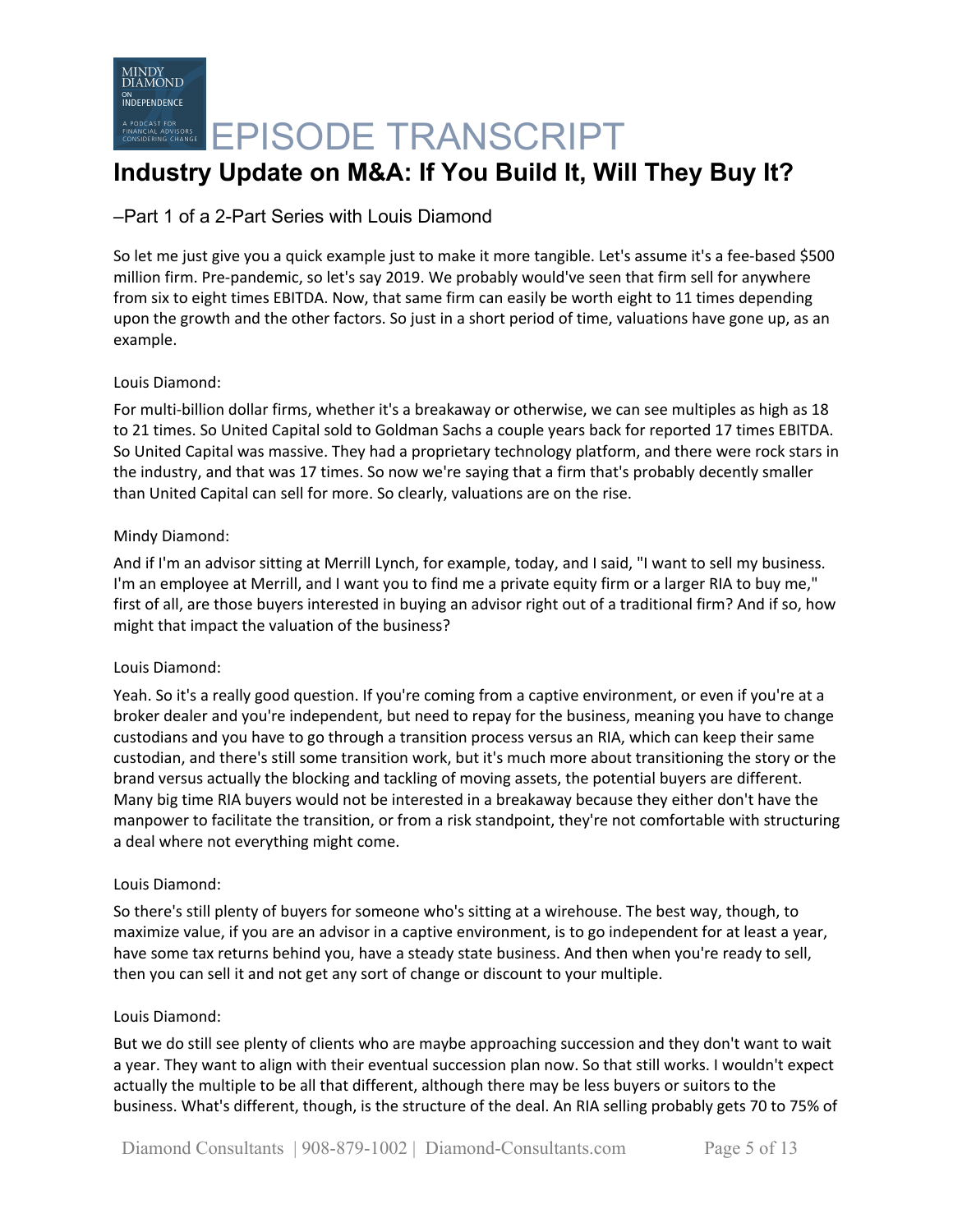So let me just give you a quick example just to make it more tangible. Let's assume it's a fee-based $500 million firm. Pre-pandemic, so let's say 2019. We probably would've seen that firm sell for anywhere from six to eight times EBITDA. Now, that same firm can easily be worth eight to 11 times depending upon the growth and the other factors. So just in a short period of time, valuations have gone up, as an example.

Louis Diamond:

For multi-billion dollar firms, whether it's a breakaway or otherwise, we can see multiples as high as 18 to 21 times. So United Capital sold to Goldman Sachs a couple years back for reported 17 times EBITDA. So United Capital was massive. They had a proprietary technology platform, and there were rock stars in the industry, and that was 17 times. So now we're saying that a firm that's probably decently smaller than United Capital can sell for more. So clearly, valuations are on the rise.

Mindy Diamond:

And if I'm an advisor sitting at Merrill Lynch, for example, today, and I said, "I want to sell my business. I'm an employee at Merrill, and I want you to find me a private equity firm or a larger RIA to buy me," first of all, are those buyers interested in buying an advisor right out of a traditional firm? And if so, how might that impact the valuation of the business?

Louis Diamond:

Yeah. So it's a really good question. If you're coming from a captive environment, or even if you're at a broker dealer and you're independent, but need to repay for the business, meaning you have to change custodians and you have to go through a transition process versus an RIA, which can keep their same custodian, and there's still some transition work, but it's much more about transitioning the story or the brand versus actually the blocking and tackling of moving assets, the potential buyers are different. Many big time RIA buyers would not be interested in a breakaway because they either don't have the manpower to facilitate the transition, or from a risk standpoint, they're not comfortable with structuring a deal where not everything might come.

Louis Diamond:

So there's still plenty of buyers for someone who's sitting at a wirehouse. The best way, though, to maximize value, if you are an advisor in a captive environment, is to go independent for at least a year, have some tax returns behind you, have a steady state business. And then when you're ready to sell, then you can sell it and not get any sort of change or discount to your multiple.

Louis Diamond:

But we do still see plenty of clients who are maybe approaching succession and they don't want to wait a year. They want to align with their eventual succession plan now. So that still works. I wouldn't expect actually the multiple to be all that different, although there may be less buyers or suitors to the business. What's different, though, is the structure of the deal. An RIA selling probably gets 70 to 75% of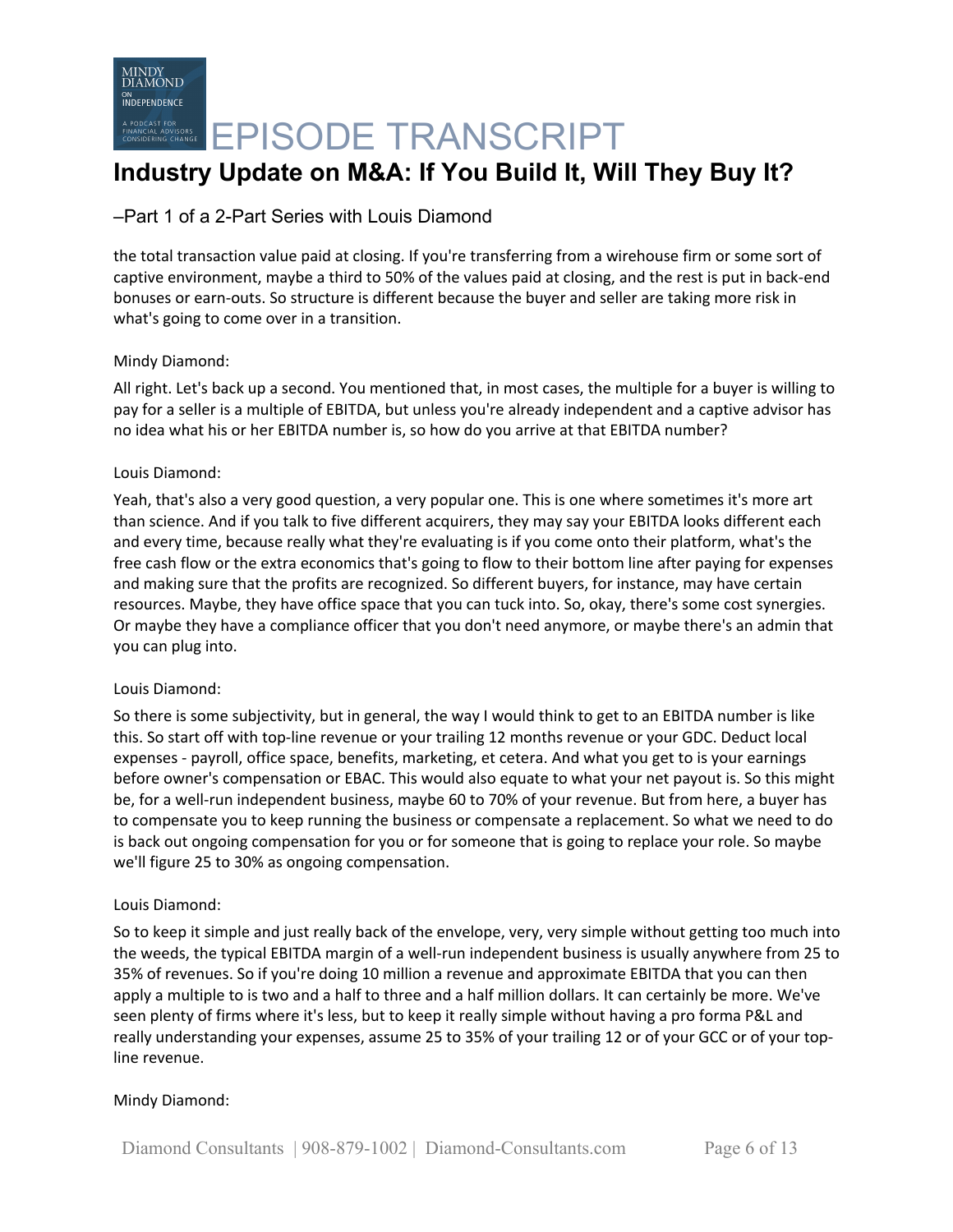the total transaction value paid at closing. If you're transferring from a wirehouse firm or some sort of captive environment, maybe a third to 50% of the values paid at closing, and the rest is put in back-end bonuses or earn-outs. So structure is different because the buyer and seller are taking more risk in what's going to come over in a transition.

Mindy Diamond:

All right. Let's back up a second. You mentioned that, in most cases, the multiple for a buyer is willing to pay for a seller is a multiple of EBITDA, but unless you're already independent and a captive advisor has no idea what his or her EBITDA number is, so how do you arrive at that EBITDA number?

Louis Diamond:

Yeah, that's also a very good question, a very popular one. This is one where sometimes it's more art than science. And if you talk to five different acquirers, they may say your EBITDA looks different each and every time, because really what they're evaluating is if you come onto their platform, what's the free cash flow or the extra economics that's going to flow to their bottom line after paying for expenses and making sure that the profits are recognized. So different buyers, for instance, may have certain resources. Maybe, they have office space that you can tuck into. So, okay, there's some cost synergies. Or maybe they have a compliance officer that you don't need anymore, or maybe there's an admin that you can plug into.

Louis Diamond:

So there is some subjectivity, but in general, the way I would think to get to an EBITDA number is like this. So start off with top-line revenue or your trailing 12 months revenue or your GDC. Deduct local expenses - payroll, office space, benefits, marketing, et cetera. And what you get to is your earnings before owner's compensation or EBAC. This would also equate to what your net payout is. So this might be, for a well-run independent business, maybe 60 to 70% of your revenue. But from here, a buyer has to compensate you to keep running the business or compensate a replacement. So what we need to do is back out ongoing compensation for you or for someone that is going to replace your role. So maybe we'll figure 25 to 30% as ongoing compensation.

Louis Diamond:

So to keep it simple and just really back of the envelope, very, very simple without getting too much into the weeds, the typical EBITDA margin of a well-run independent business is usually anywhere from 25 to 35% of revenues. So if you're doing 10 million a revenue and approximate EBITDA that you can then apply a multiple to is two and a half to three and a half million dollars. It can certainly be more. We've seen plenty of firms where it's less, but to keep it really simple without having a pro forma P&L and really understanding your expenses, assume 25 to 35% of your trailing 12 or of your GCC or of your top-line revenue.

Mindy Diamond: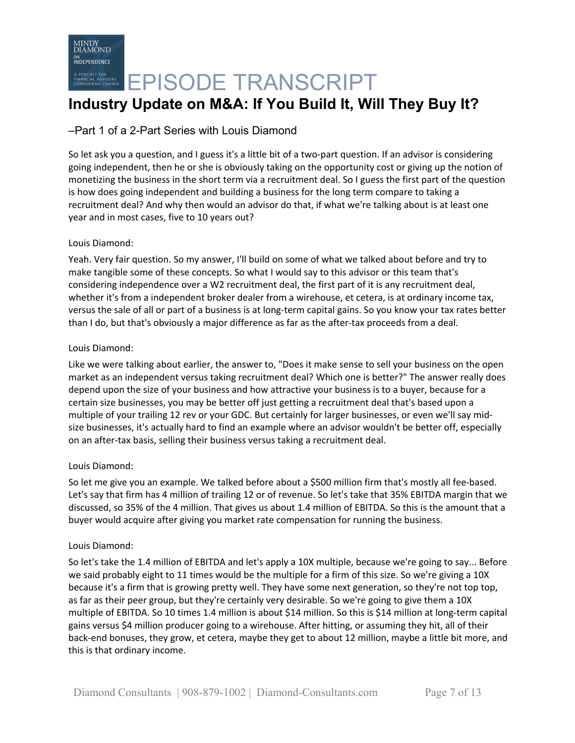So let ask you a question, and I guess it's a little bit of a two-part question. If an advisor is considering going independent, then he or she is obviously taking on the opportunity cost or giving up the notion of monetizing the business in the short term via a recruitment deal. So I guess the first part of the question is how does going independent and building a business for the long term compare to taking a recruitment deal? And why then would an advisor do that, if what we're talking about is at least one year and in most cases, five to 10 years out?

Louis Diamond:

Yeah. Very fair question. So my answer, I'll build on some of what we talked about before and try to make tangible some of these concepts. So what I would say to this advisor or this team that's considering independence over a W2 recruitment deal, the first part of it is any recruitment deal, whether it's from a independent broker dealer from a wirehouse, et cetera, is at ordinary income tax, versus the sale of all or part of a business is at long-term capital gains. So you know your tax rates better than I do, but that's obviously a major difference as far as the after-tax proceeds from a deal.

Louis Diamond:

Like we were talking about earlier, the answer to, "Does it make sense to sell your business on the open market as an independent versus taking recruitment deal? Which one is better?" The answer really does depend upon the size of your business and how attractive your business is to a buyer, because for a certain size businesses, you may be better off just getting a recruitment deal that's based upon a multiple of your trailing 12 rev or your GDC. But certainly for larger businesses, or even we'll say mid-size businesses, it's actually hard to find an example where an advisor wouldn't be better off, especially on an after-tax basis, selling their business versus taking a recruitment deal.

Louis Diamond:

So let me give you an example. We talked before about a $500 million firm that's mostly all fee-based. Let's say that firm has 4 million of trailing 12 or of revenue. So let's take that 35% EBITDA margin that we discussed, so 35% of the 4 million. That gives us about 1.4 million of EBITDA. So this is the amount that a buyer would acquire after giving you market rate compensation for running the business.

Louis Diamond:

So let's take the 1.4 million of EBITDA and let's apply a 10X multiple, because we're going to say... Before we said probably eight to 11 times would be the multiple for a firm of this size. So we're giving a 10X because it's a firm that is growing pretty well. They have some next generation, so they're not top top, as far as their peer group, but they're certainly very desirable. So we're going to give them a 10X multiple of EBITDA. So 10 times 1.4 million is about $14 million. So this is $14 million at long-term capital gains versus $4 million producer going to a wirehouse. After hitting, or assuming they hit, all of their back-end bonuses, they grow, et cetera, maybe they get to about 12 million, maybe a little bit more, and this is that ordinary income.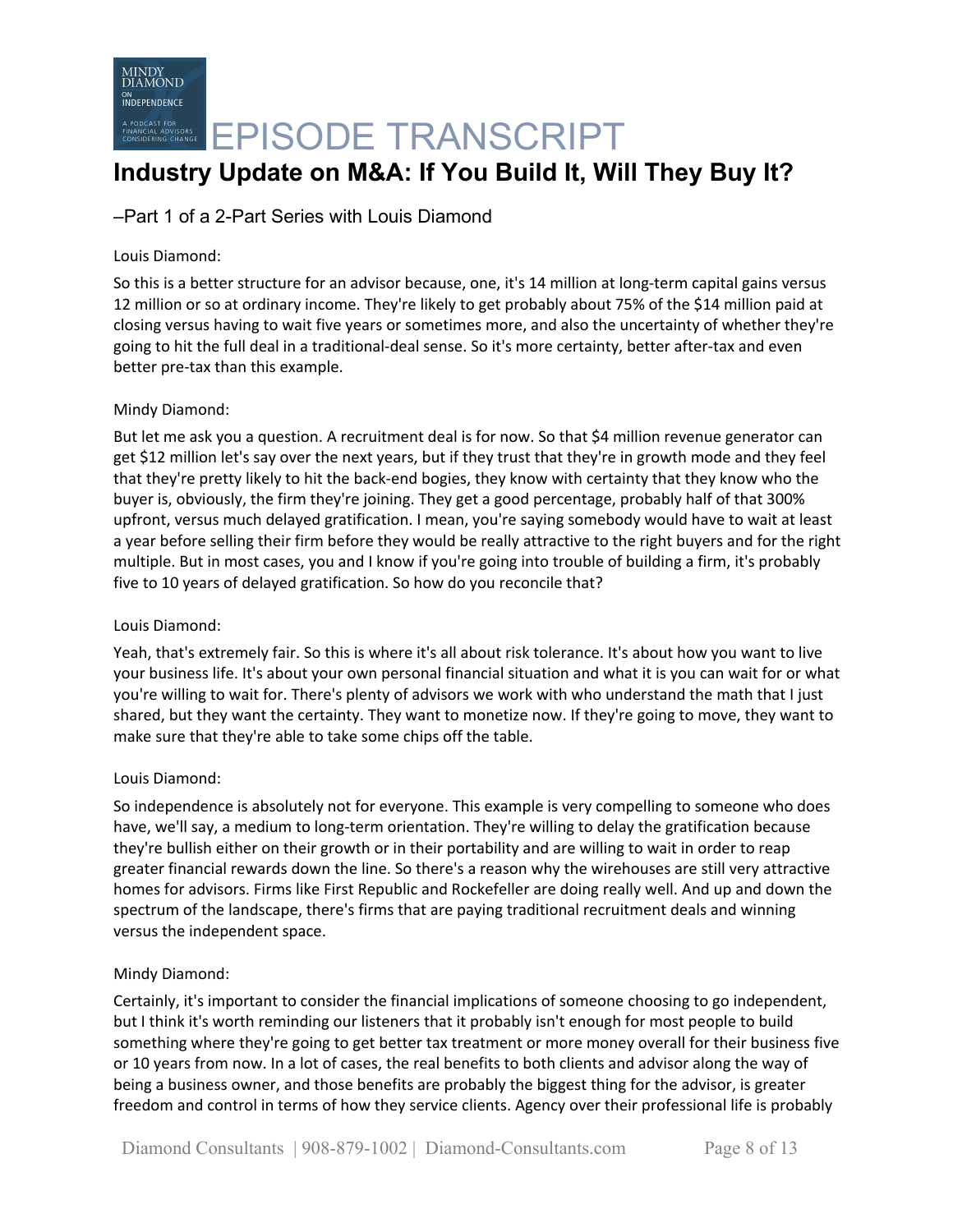Louis Diamond:

So this is a better structure for an advisor because, one, it's 14 million at long-term capital gains versus 12 million or so at ordinary income. They're likely to get probably about 75% of the $14 million paid at closing versus having to wait five years or sometimes more, and also the uncertainty of whether they're going to hit the full deal in a traditional-deal sense. So it's more certainty, better after-tax and even better pre-tax than this example.

Mindy Diamond:

But let me ask you a question. A recruitment deal is for now. So that $4 million revenue generator can get $12 million let's say over the next years, but if they trust that they're in growth mode and they feel that they're pretty likely to hit the back-end bogies, they know with certainty that they know who the buyer is, obviously, the firm they're joining. They get a good percentage, probably half of that 300% upfront, versus much delayed gratification. I mean, you're saying somebody would have to wait at least a year before selling their firm before they would be really attractive to the right buyers and for the right multiple. But in most cases, you and I know if you're going into trouble of building a firm, it's probably five to 10 years of delayed gratification. So how do you reconcile that?

Louis Diamond:

Yeah, that's extremely fair. So this is where it's all about risk tolerance. It's about how you want to live your business life. It's about your own personal financial situation and what it is you can wait for or what you're willing to wait for. There's plenty of advisors we work with who understand the math that I just shared, but they want the certainty. They want to monetize now. If they're going to move, they want to make sure that they're able to take some chips off the table.

Louis Diamond:

So independence is absolutely not for everyone. This example is very compelling to someone who does have, we'll say, a medium to long-term orientation. They're willing to delay the gratification because they're bullish either on their growth or in their portability and are willing to wait in order to reap greater financial rewards down the line. So there's a reason why the wirehouses are still very attractive homes for advisors. Firms like First Republic and Rockefeller are doing really well. And up and down the spectrum of the landscape, there's firms that are paying traditional recruitment deals and winning versus the independent space.

Mindy Diamond:

Certainly, it's important to consider the financial implications of someone choosing to go independent, but I think it's worth reminding our listeners that it probably isn't enough for most people to build something where they're going to get better tax treatment or more money overall for their business five or 10 years from now. In a lot of cases, the real benefits to both clients and advisor along the way of being a business owner, and those benefits are probably the biggest thing for the advisor, is greater freedom and control in terms of how they service clients. Agency over their professional life is probably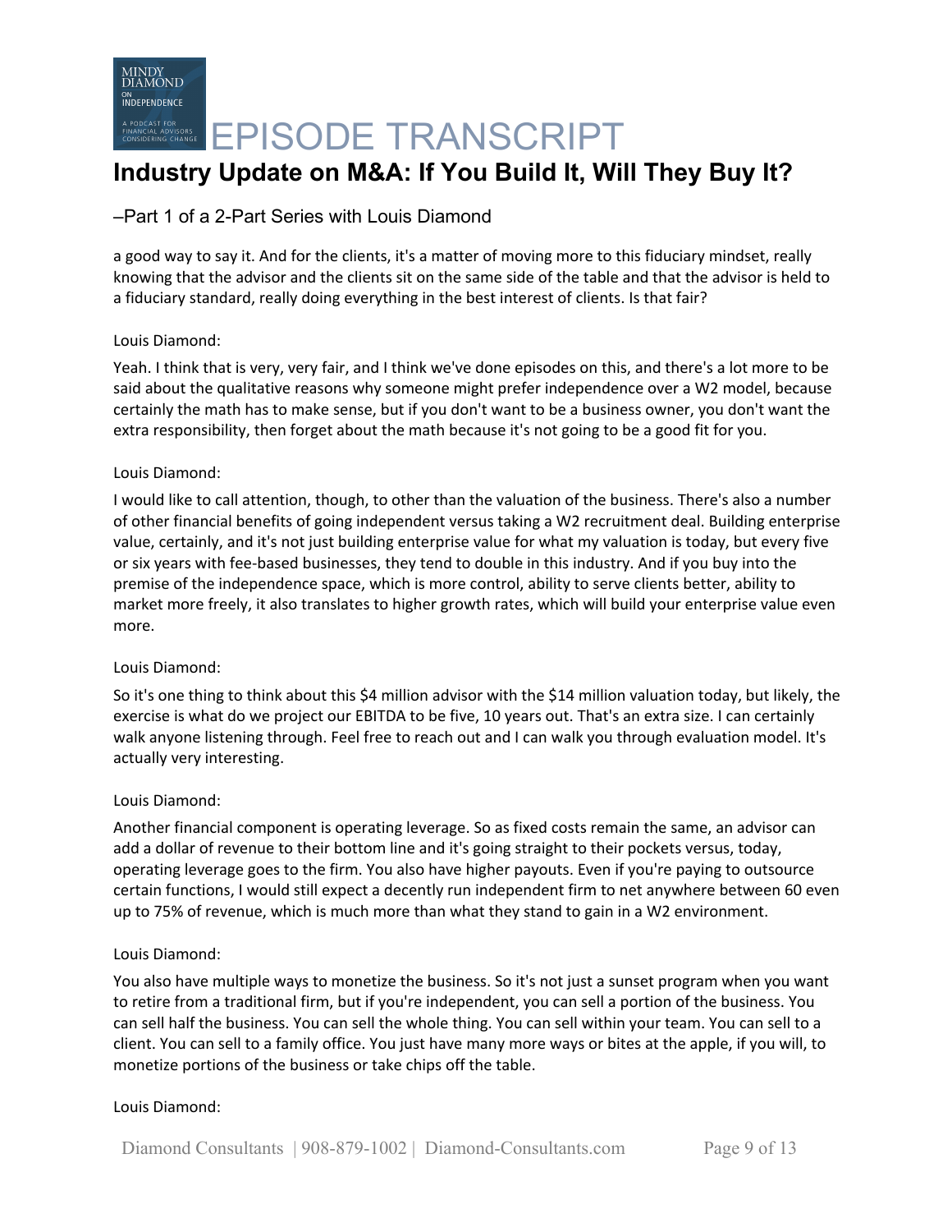a good way to say it. And for the clients, it's a matter of moving more to this fiduciary mindset, really knowing that the advisor and the clients sit on the same side of the table and that the advisor is held to a fiduciary standard, really doing everything in the best interest of clients. Is that fair?

Louis Diamond:

Yeah. I think that is very, very fair, and I think we've done episodes on this, and there's a lot more to be said about the qualitative reasons why someone might prefer independence over a W2 model, because certainly the math has to make sense, but if you don't want to be a business owner, you don't want the extra responsibility, then forget about the math because it's not going to be a good fit for you.

Louis Diamond:

I would like to call attention, though, to other than the valuation of the business. There's also a number of other financial benefits of going independent versus taking a W2 recruitment deal. Building enterprise value, certainly, and it's not just building enterprise value for what my valuation is today, but every five or six years with fee-based businesses, they tend to double in this industry. And if you buy into the premise of the independence space, which is more control, ability to serve clients better, ability to market more freely, it also translates to higher growth rates, which will build your enterprise value even more.

Louis Diamond:

So it's one thing to think about this $4 million advisor with the $14 million valuation today, but likely, the exercise is what do we project our EBITDA to be five, 10 years out. That's an extra size. I can certainly walk anyone listening through. Feel free to reach out and I can walk you through evaluation model. It's actually very interesting.

Louis Diamond:

Another financial component is operating leverage. So as fixed costs remain the same, an advisor can add a dollar of revenue to their bottom line and it's going straight to their pockets versus, today, operating leverage goes to the firm. You also have higher payouts. Even if you're paying to outsource certain functions, I would still expect a decently run independent firm to net anywhere between 60 even up to 75% of revenue, which is much more than what they stand to gain in a W2 environment.

Louis Diamond:

You also have multiple ways to monetize the business. So it's not just a sunset program when you want to retire from a traditional firm, but if you're independent, you can sell a portion of the business. You can sell half the business. You can sell the whole thing. You can sell within your team. You can sell to a client. You can sell to a family office. You just have many more ways or bites at the apple, if you will, to monetize portions of the business or take chips off the table.

Louis Diamond: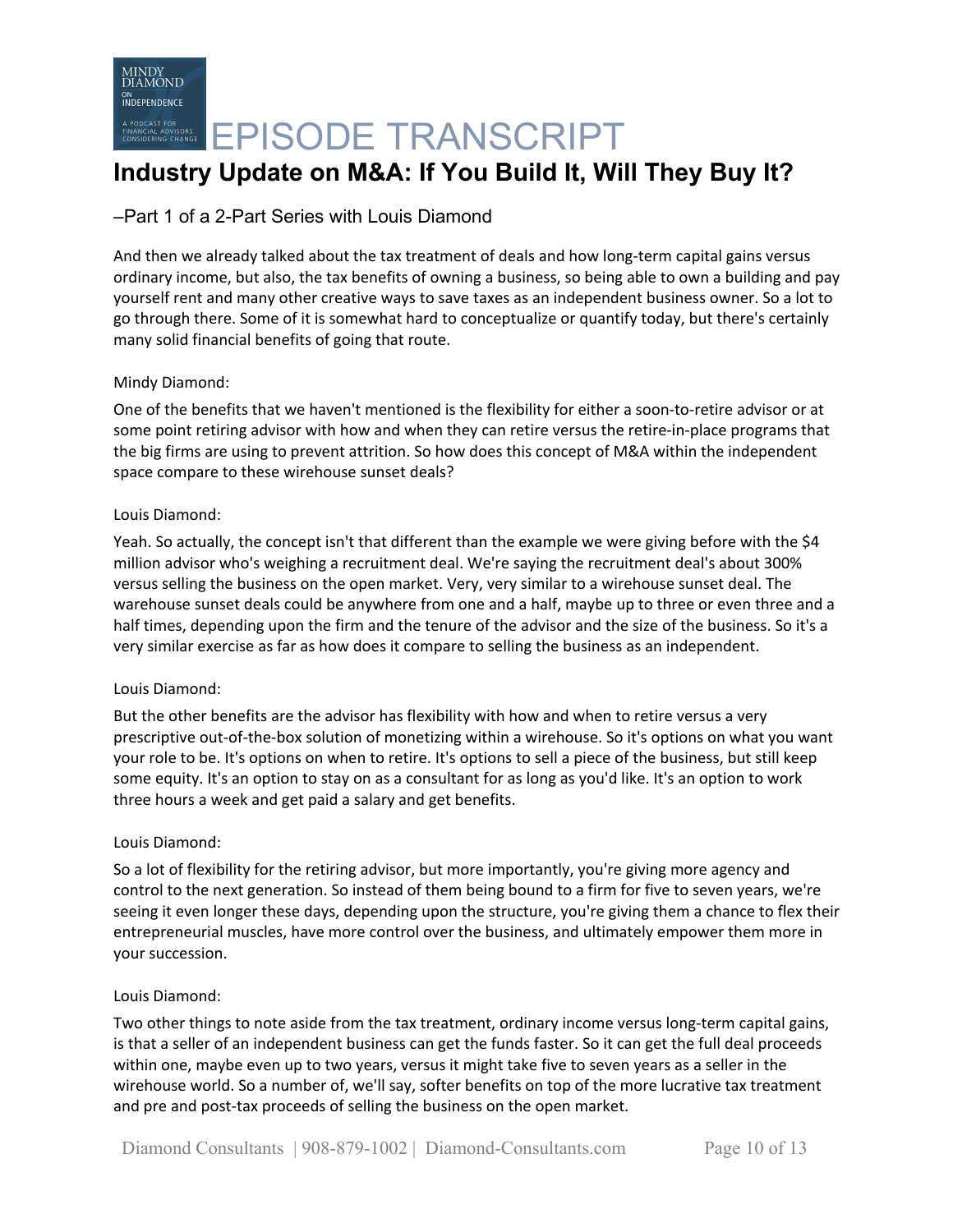And then we already talked about the tax treatment of deals and how long-term capital gains versus ordinary income, but also, the tax benefits of owning a business, so being able to own a building and pay yourself rent and many other creative ways to save taxes as an independent business owner. So a lot to go through there. Some of it is somewhat hard to conceptualize or quantify today, but there's certainly many solid financial benefits of going that route.

Mindy Diamond:

One of the benefits that we haven't mentioned is the flexibility for either a soon-to-retire advisor or at some point retiring advisor with how and when they can retire versus the retire-in-place programs that the big firms are using to prevent attrition. So how does this concept of M&A within the independent space compare to these wirehouse sunset deals?

Louis Diamond:

Yeah. So actually, the concept isn't that different than the example we were giving before with the $4 million advisor who's weighing a recruitment deal. We're saying the recruitment deal's about 300% versus selling the business on the open market. Very, very similar to a wirehouse sunset deal. The warehouse sunset deals could be anywhere from one and a half, maybe up to three or even three and a half times, depending upon the firm and the tenure of the advisor and the size of the business. So it's a very similar exercise as far as how does it compare to selling the business as an independent.

Louis Diamond:

But the other benefits are the advisor has flexibility with how and when to retire versus a very prescriptive out-of-the-box solution of monetizing within a wirehouse. So it's options on what you want your role to be. It's options on when to retire. It's options to sell a piece of the business, but still keep some equity. It's an option to stay on as a consultant for as long as you'd like. It's an option to work three hours a week and get paid a salary and get benefits.

Louis Diamond:

So a lot of flexibility for the retiring advisor, but more importantly, you're giving more agency and control to the next generation. So instead of them being bound to a firm for five to seven years, we're seeing it even longer these days, depending upon the structure, you're giving them a chance to flex their entrepreneurial muscles, have more control over the business, and ultimately empower them more in your succession.

Louis Diamond:

Two other things to note aside from the tax treatment, ordinary income versus long-term capital gains, is that a seller of an independent business can get the funds faster. So it can get the full deal proceeds within one, maybe even up to two years, versus it might take five to seven years as a seller in the wirehouse world. So a number of, we'll say, softer benefits on top of the more lucrative tax treatment and pre and post-tax proceeds of selling the business on the open market.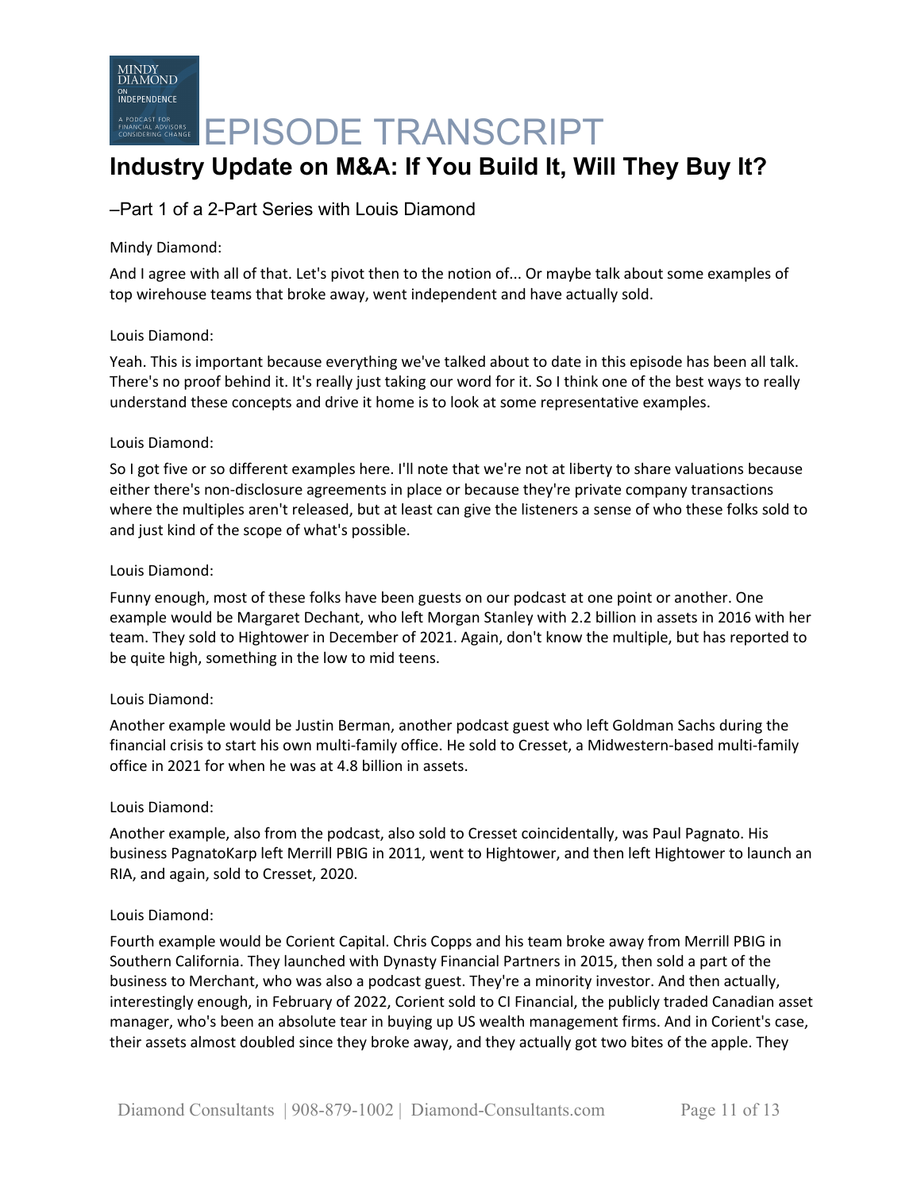Mindy Diamond:

And I agree with all of that. Let's pivot then to the notion of... Or maybe talk about some examples of top wirehouse teams that broke away, went independent and have actually sold.

Louis Diamond:

Yeah. This is important because everything we've talked about to date in this episode has been all talk. There's no proof behind it. It's really just taking our word for it. So I think one of the best ways to really understand these concepts and drive it home is to look at some representative examples.

Louis Diamond:

So I got five or so different examples here. I'll note that we're not at liberty to share valuations because either there's non-disclosure agreements in place or because they're private company transactions where the multiples aren't released, but at least can give the listeners a sense of who these folks sold to and just kind of the scope of what's possible.

Louis Diamond:

Funny enough, most of these folks have been guests on our podcast at one point or another. One example would be Margaret Dechant, who left Morgan Stanley with 2.2 billion in assets in 2016 with her team. They sold to Hightower in December of 2021. Again, don't know the multiple, but has reported to be quite high, something in the low to mid teens.

Louis Diamond:

Another example would be Justin Berman, another podcast guest who left Goldman Sachs during the financial crisis to start his own multi-family office. He sold to Cresset, a Midwestern-based multi-family office in 2021 for when he was at 4.8 billion in assets.

Louis Diamond:

Another example, also from the podcast, also sold to Cresset coincidentally, was Paul Pagnato. His business PagnatoKarp left Merrill PBIG in 2011, went to Hightower, and then left Hightower to launch an RIA, and again, sold to Cresset, 2020.

Louis Diamond:

Fourth example would be Corient Capital. Chris Copps and his team broke away from Merrill PBIG in Southern California. They launched with Dynasty Financial Partners in 2015, then sold a part of the business to Merchant, who was also a podcast guest. They're a minority investor. And then actually, interestingly enough, in February of 2022, Corient sold to CI Financial, the publicly traded Canadian asset manager, who's been an absolute tear in buying up US wealth management firms. And in Corient's case, their assets almost doubled since they broke away, and they actually got two bites of the apple. They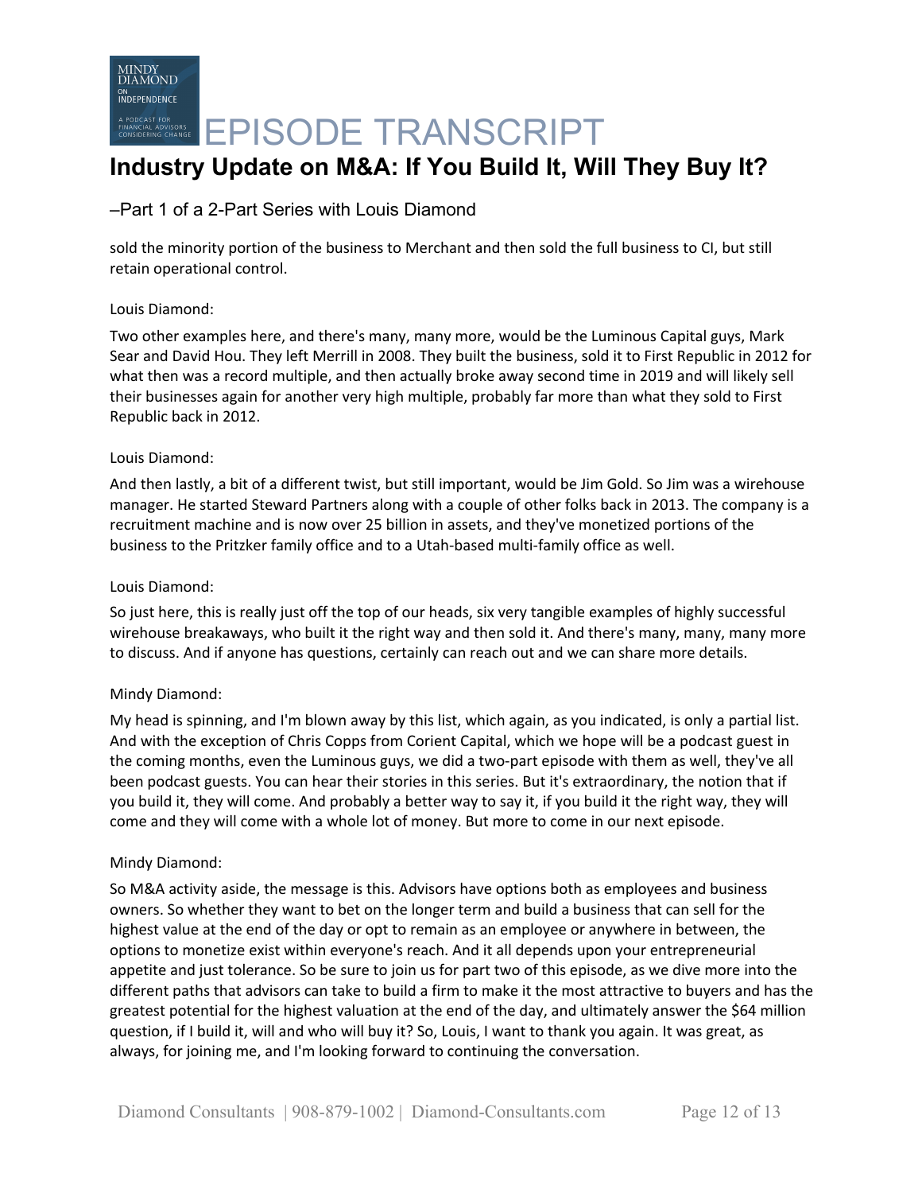sold the minority portion of the business to Merchant and then sold the full business to CI, but still retain operational control.

Louis Diamond:

Two other examples here, and there's many, many more, would be the Luminous Capital guys, Mark Sear and David Hou. They left Merrill in 2008. They built the business, sold it to First Republic in 2012 for what then was a record multiple, and then actually broke away second time in 2019 and will likely sell their businesses again for another very high multiple, probably far more than what they sold to First Republic back in 2012.

Louis Diamond:

And then lastly, a bit of a different twist, but still important, would be Jim Gold. So Jim was a wirehouse manager. He started Steward Partners along with a couple of other folks back in 2013. The company is a recruitment machine and is now over 25 billion in assets, and they've monetized portions of the business to the Pritzker family office and to a Utah-based multi-family office as well.

Louis Diamond:

So just here, this is really just off the top of our heads, six very tangible examples of highly successful wirehouse breakaways, who built it the right way and then sold it. And there's many, many, many more to discuss. And if anyone has questions, certainly can reach out and we can share more details.

Mindy Diamond:

My head is spinning, and I'm blown away by this list, which again, as you indicated, is only a partial list. And with the exception of Chris Copps from Corient Capital, which we hope will be a podcast guest in the coming months, even the Luminous guys, we did a two-part episode with them as well, they've all been podcast guests. You can hear their stories in this series. But it's extraordinary, the notion that if you build it, they will come. And probably a better way to say it, if you build it the right way, they will come and they will come with a whole lot of money. But more to come in our next episode.

Mindy Diamond:

So M&A activity aside, the message is this. Advisors have options both as employees and business owners. So whether they want to bet on the longer term and build a business that can sell for the highest value at the end of the day or opt to remain as an employee or anywhere in between, the options to monetize exist within everyone's reach. And it all depends upon your entrepreneurial appetite and just tolerance. So be sure to join us for part two of this episode, as we dive more into the different paths that advisors can take to build a firm to make it the most attractive to buyers and has the greatest potential for the highest valuation at the end of the day, and ultimately answer the $64 million question, if I build it, will and who will buy it? So, Louis, I want to thank you again. It was great, as always, for joining me, and I'm looking forward to continuing the conversation.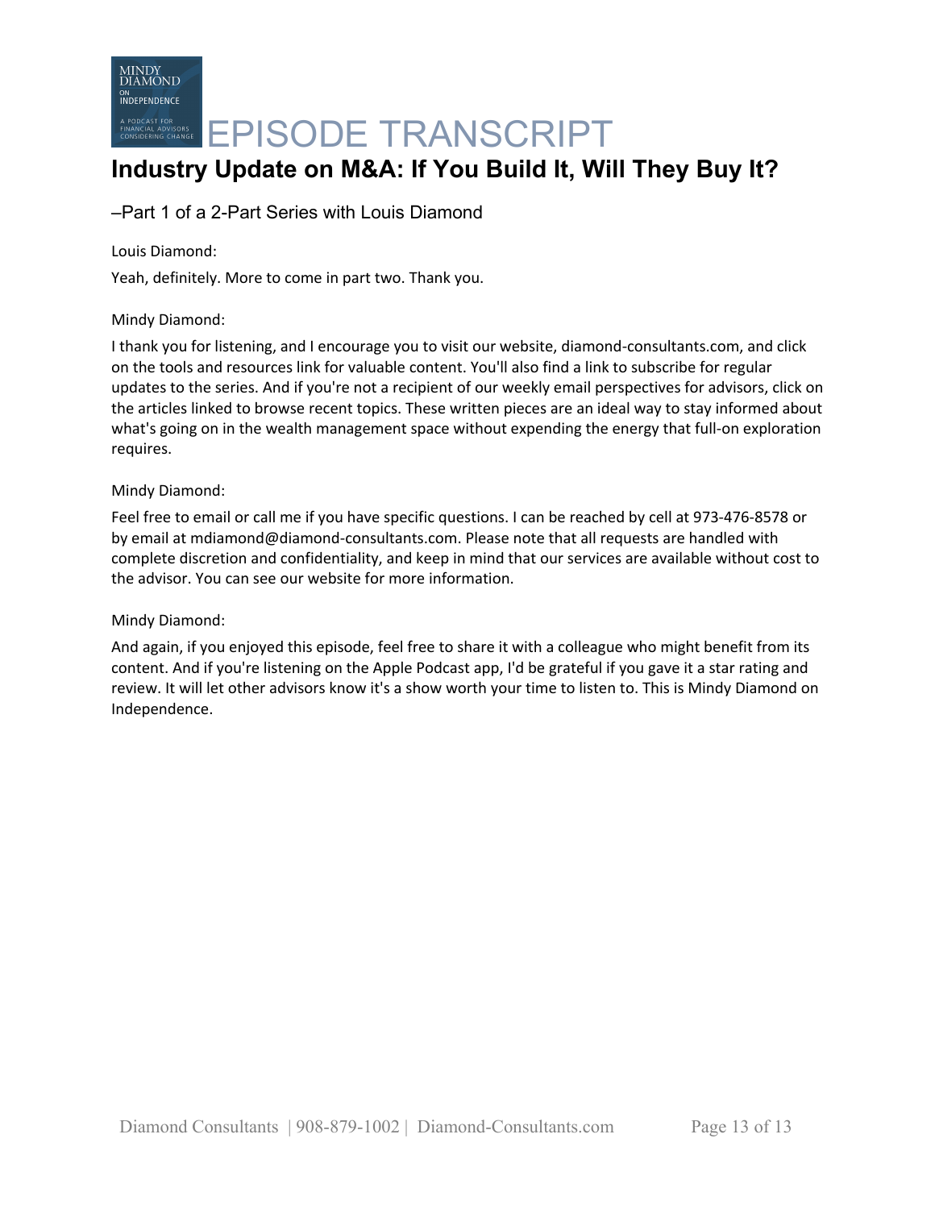Louis Diamond:

Yeah, definitely. More to come in part two. Thank you.

Mindy Diamond:

I thank you for listening, and I encourage you to visit our website, diamond-consultants.com, and click on the tools and resources link for valuable content. You'll also find a link to subscribe for regular updates to the series. And if you're not a recipient of our weekly email perspectives for advisors, click on the articles linked to browse recent topics. These written pieces are an ideal way to stay informed about what's going on in the wealth management space without expending the energy that full-on exploration requires.

Mindy Diamond:

Feel free to email or call me if you have specific questions. I can be reached by cell at 973-476-8578 or by email at mdiamond@diamond-consultants.com. Please note that all requests are handled with complete discretion and confidentiality, and keep in mind that our services are available without cost to the advisor. You can see our website for more information.

Mindy Diamond:

And again, if you enjoyed this episode, feel free to share it with a colleague who might benefit from its content. And if you're listening on the Apple Podcast app, I'd be grateful if you gave it a star rating and review. It will let other advisors know it's a show worth your time to listen to. This is Mindy Diamond on Independence.